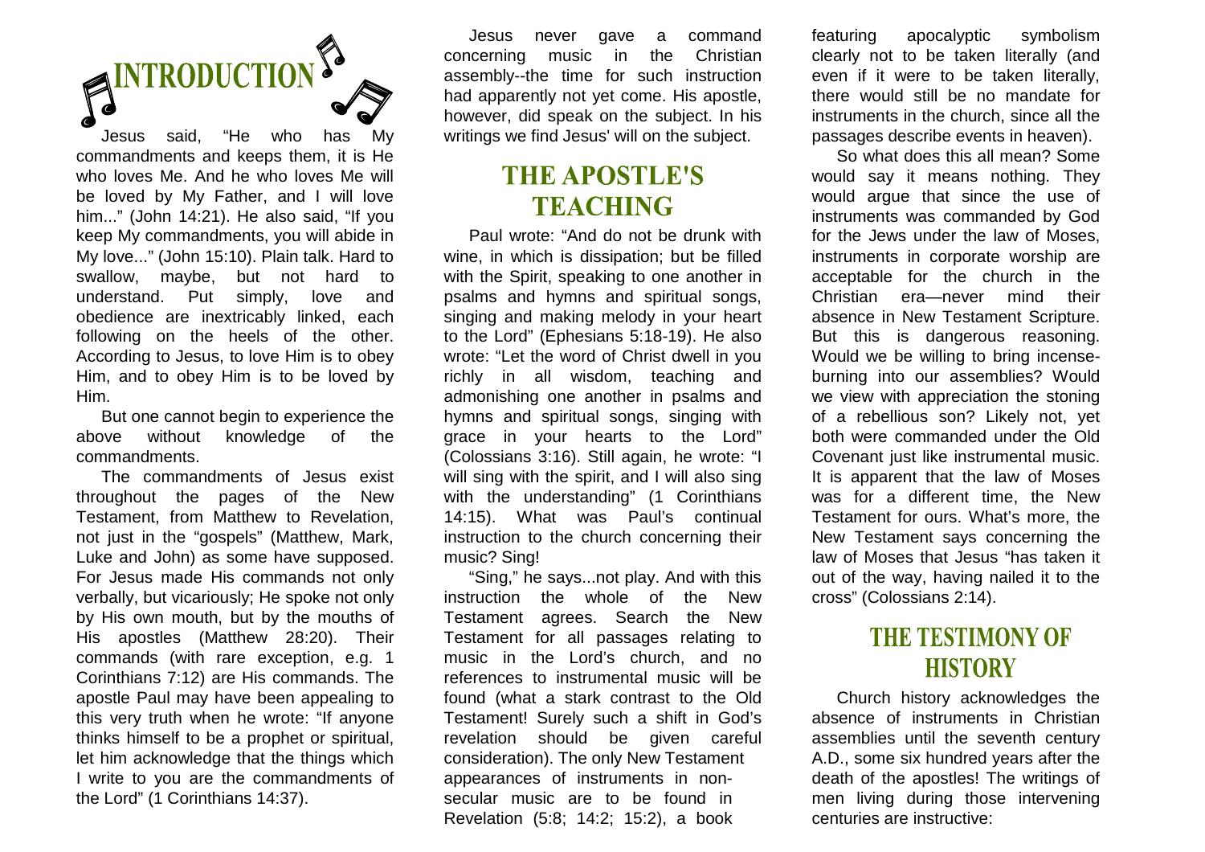# INTRODUCTION

Jesus said, “He who has My commandments and keeps them, it is He who loves Me. And he who loves Me will be loved by My Father, and I will love him...” (John 14:21). He also said, “If you keep My commandments, you will abide in My love...” (John 15:10). Plain talk. Hard to swallow, maybe, but not hard to understand. Put simply, love and obedience are inextricably linked, each following on the heels of the other. According to Jesus, to love Him is to obey Him, and to obey Him is to be loved by Him.

But one cannot begin to experience the above without knowledge of the commandments.

The commandments of Jesus exist throughout the pages of the New Testament, from Matthew to Revelation, not just in the “gospels” (Matthew, Mark, Luke and John) as some have supposed. For Jesus made His commands not only verbally, but vicariously; He spoke not only by His own mouth, but by the mouths of His apostles (Matthew 28:20). Their commands (with rare exception, e.g. 1 Corinthians 7:12) are His commands. The apostle Paul may have been appealing to this very truth when he wrote: “If anyone thinks himself to be a prophet or spiritual, let him acknowledge that the things which I write to you are the commandments of the Lord” (1 Corinthians 14:37).

Jesus never gave a command concerning music in the Christian assembly--the time for such instruction had apparently not yet come. His apostle, however, did speak on the subject. In his writings we find Jesus' will on the subject.

## THE APOSTLE'S TEACHING

Paul wrote: “And do not be drunk with wine, in which is dissipation; but be filled with the Spirit, speaking to one another in psalms and hymns and spiritual songs, singing and making melody in your heart to the Lord” (Ephesians 5:18-19). He also wrote: “Let the word of Christ dwell in you richly in all wisdom, teaching and admonishing one another in psalms and hymns and spiritual songs, singing with grace in your hearts to the Lord” (Colossians 3:16). Still again, he wrote: “I will sing with the spirit, and I will also sing with the understanding” (1 Corinthians 14:15). What was Paul’s continual instruction to the church concerning their music? Sing!

“Sing,” he says...not play. And with this instruction the whole of the New Testament agrees. Search the New Testament for all passages relating to music in the Lord’s church, and no references to instrumental music will be found (what a stark contrast to the Old Testament! Surely such a shift in God’s revelation should be given careful consideration). The only New Testament appearances of instruments in non-secular music are to be found in Revelation (5:8; 14:2; 15:2), a book featuring apocalyptic symbolism clearly not to be taken literally (and even if it were to be taken literally, there would still be no mandate for instruments in the church, since all the passages describe events in heaven).

So what does this all mean? Some would say it means nothing. They would argue that since the use of instruments was commanded by God for the Jews under the law of Moses, instruments in corporate worship are acceptable for the church in the Christian era—never mind their absence in New Testament Scripture. But this is dangerous reasoning. Would we be willing to bring incense-burning into our assemblies? Would we view with appreciation the stoning of a rebellious son? Likely not, yet both were commanded under the Old Covenant just like instrumental music. It is apparent that the law of Moses was for a different time, the New Testament for ours. What’s more, the New Testament says concerning the law of Moses that Jesus “has taken it out of the way, having nailed it to the cross” (Colossians 2:14).

## THE TESTIMONY OF HISTORY

Church history acknowledges the absence of instruments in Christian assemblies until the seventh century A.D., some six hundred years after the death of the apostles! The writings of men living during those intervening centuries are instructive: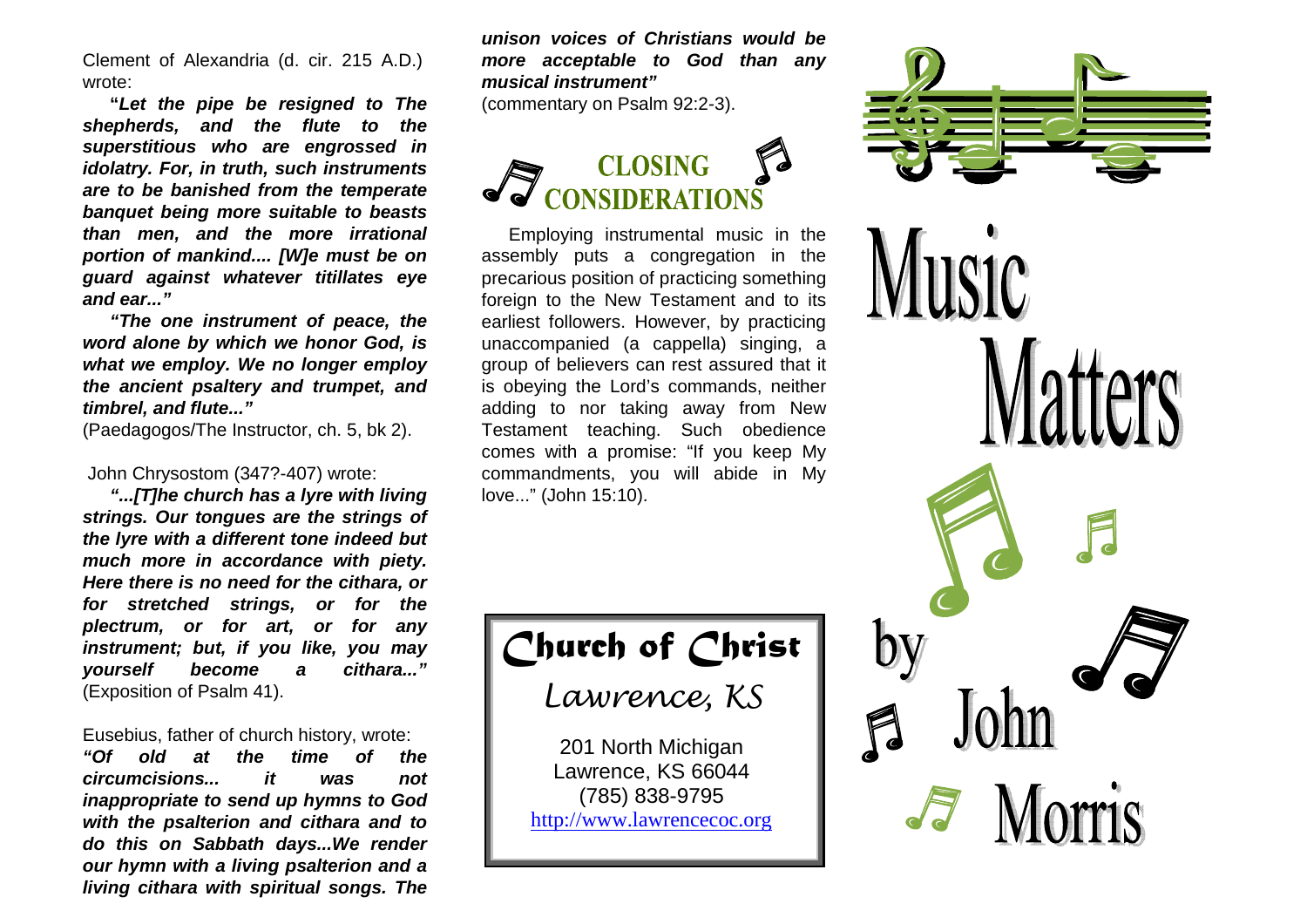Clement of Alexandria (d. cir. 215 A.D.) wrote:

**"*Let the pipe be resigned to The shepherds, and the flute to the superstitious who are engrossed in idolatry. For, in truth, such instruments are to be banished from the temperate banquet being more suitable to beasts than men, and the more irrational portion of mankind.... [W]e must be on guard against whatever titillates eye and ear..."***

***"The one instrument of peace, the word alone by which we honor God, is what we employ. We no longer employ the ancient psaltery and trumpet, and timbrel, and flute..."***

(Paedagogos/The Instructor, ch. 5, bk 2).

John Chrysostom (347?-407) wrote:

***"...[T]he church has a lyre with living strings. Our tongues are the strings of the lyre with a different tone indeed but much more in accordance with piety. Here there is no need for the cithara, or for stretched strings, or for the plectrum, or for art, or for any instrument; but, if you like, you may yourself become a cithara..."*** (Exposition of Psalm 41).

Eusebius, father of church history, wrote:

***"Of old at the time of the circumcisions... it was not inappropriate to send up hymns to God with the psalterion and cithara and to do this on Sabbath days...We render our hymn with a living psalterion and a living cithara with spiritual songs. The unison voices of Christians would be more acceptable to God than any musical instrument"***

(commentary on Psalm 92:2-3).

## CLOSING CONSIDERATIONS

Employing instrumental music in the assembly puts a congregation in the precarious position of practicing something foreign to the New Testament and to its earliest followers. However, by practicing unaccompanied (a cappella) singing, a group of believers can rest assured that it is obeying the Lord's commands, neither adding to nor taking away from New Testament teaching. Such obedience comes with a promise: "If you keep My commandments, you will abide in My love..." (John 15:10).

**Church of Christ**

*Lawrence, KS*

201 North Michigan
Lawrence, KS 66044
(785) 838-9795
http://www.lawrencecoc.org

# Music Matters

by John Morris